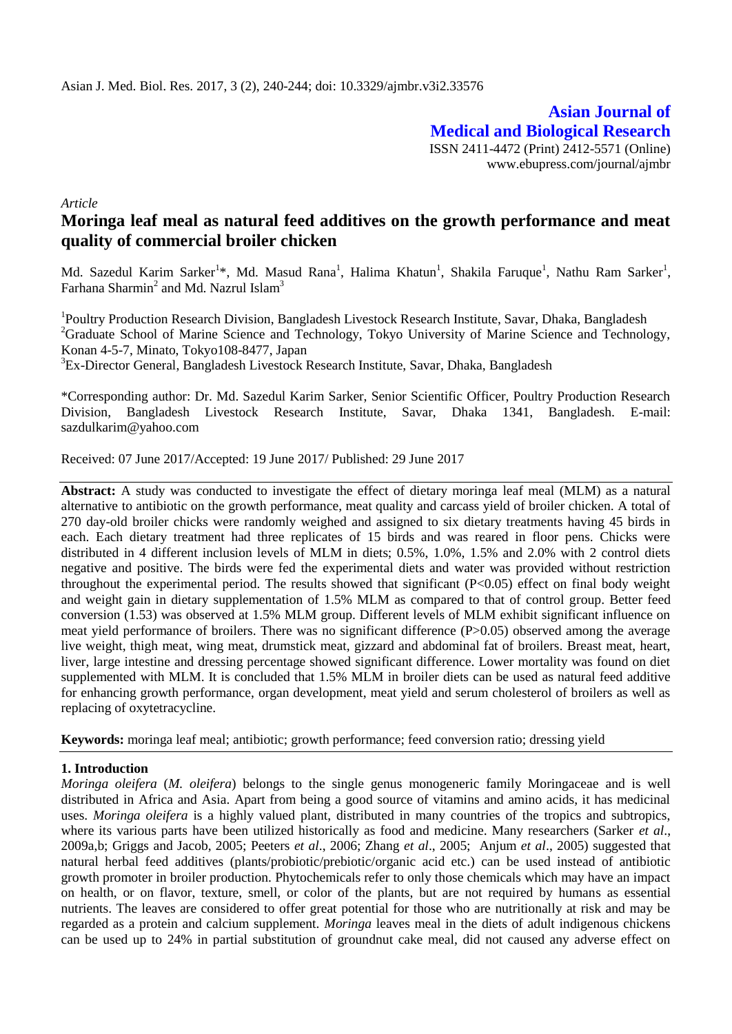*Article*

# Moringa leaf meal as natural feed additives on the growth performance and meat quality of commercial broiler chicken

Md. Sazedul Karim Sarker[1]*, Md. Masud Rana[1], Halima Khatun[1], Shakila Faruque[1], Nathu Ram Sarker[1], Farhana Sharmin[2] and Md. Nazrul Islam[3]

[1]Poultry Production Research Division, Bangladesh Livestock Research Institute, Savar, Dhaka, Bangladesh
[2]Graduate School of Marine Science and Technology, Tokyo University of Marine Science and Technology, Konan 4-5-7, Minato, Tokyo108-8477, Japan
[3]Ex-Director General, Bangladesh Livestock Research Institute, Savar, Dhaka, Bangladesh

*Corresponding author: Dr. Md. Sazedul Karim Sarker, Senior Scientific Officer, Poultry Production Research Division, Bangladesh Livestock Research Institute, Savar, Dhaka 1341, Bangladesh. E-mail: sazdulkarim@yahoo.com

Received: 07 June 2017/Accepted: 19 June 2017/ Published: 29 June 2017

**Abstract:** A study was conducted to investigate the effect of dietary moringa leaf meal (MLM) as a natural alternative to antibiotic on the growth performance, meat quality and carcass yield of broiler chicken. A total of 270 day-old broiler chicks were randomly weighed and assigned to six dietary treatments having 45 birds in each. Each dietary treatment had three replicates of 15 birds and was reared in floor pens. Chicks were distributed in 4 different inclusion levels of MLM in diets; 0.5%, 1.0%, 1.5% and 2.0% with 2 control diets negative and positive. The birds were fed the experimental diets and water was provided without restriction throughout the experimental period. The results showed that significant ($P<0.05$) effect on final body weight and weight gain in dietary supplementation of 1.5% MLM as compared to that of control group. Better feed conversion (1.53) was observed at 1.5% MLM group. Different levels of MLM exhibit significant influence on meat yield performance of broilers. There was no significant difference ($P>0.05$) observed among the average live weight, thigh meat, wing meat, drumstick meat, gizzard and abdominal fat of broilers. Breast meat, heart, liver, large intestine and dressing percentage showed significant difference. Lower mortality was found on diet supplemented with MLM. It is concluded that 1.5% MLM in broiler diets can be used as natural feed additive for enhancing growth performance, organ development, meat yield and serum cholesterol of broilers as well as replacing of oxytetracycline.

**Keywords:** moringa leaf meal; antibiotic; growth performance; feed conversion ratio; dressing yield

## 1. Introduction

*Moringa oleifera* (*M. oleifera*) belongs to the single genus monogeneric family Moringaceae and is well distributed in Africa and Asia. Apart from being a good source of vitamins and amino acids, it has medicinal uses. *Moringa oleifera* is a highly valued plant, distributed in many countries of the tropics and subtropics, where its various parts have been utilized historically as food and medicine. Many researchers (Sarker *et al*., 2009a,b; Griggs and Jacob, 2005; Peeters *et al*., 2006; Zhang *et al*., 2005; Anjum *et al*., 2005) suggested that natural herbal feed additives (plants/probiotic/prebiotic/organic acid etc.) can be used instead of antibiotic growth promoter in broiler production. Phytochemicals refer to only those chemicals which may have an impact on health, or on flavor, texture, smell, or color of the plants, but are not required by humans as essential nutrients. The leaves are considered to offer great potential for those who are nutritionally at risk and may be regarded as a protein and calcium supplement. *Moringa* leaves meal in the diets of adult indigenous chickens can be used up to 24% in partial substitution of groundnut cake meal, did not caused any adverse effect on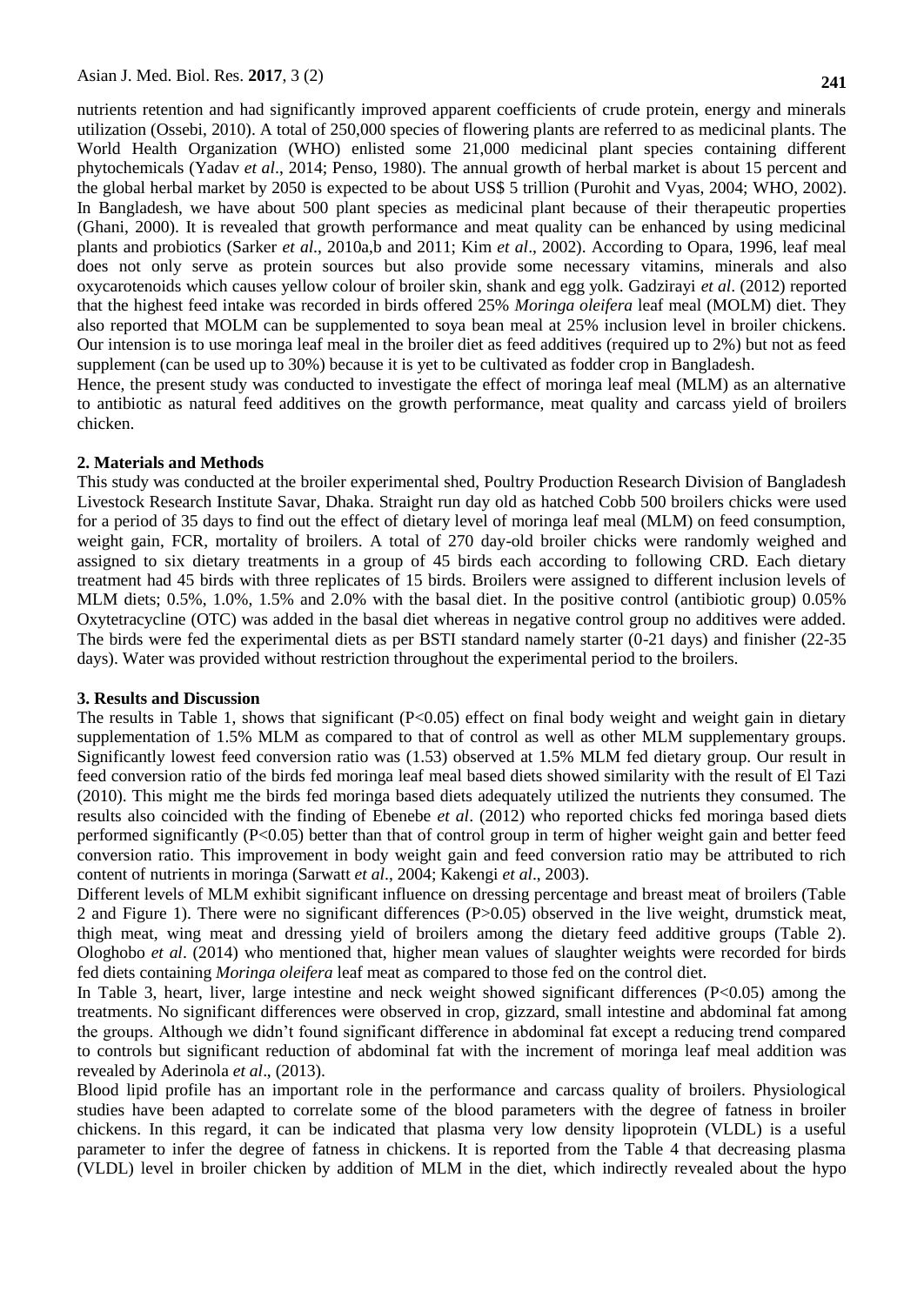nutrients retention and had significantly improved apparent coefficients of crude protein, energy and minerals utilization (Ossebi, 2010). A total of 250,000 species of flowering plants are referred to as medicinal plants. The World Health Organization (WHO) enlisted some 21,000 medicinal plant species containing different phytochemicals (Yadav *et al*., 2014; Penso, 1980). The annual growth of herbal market is about 15 percent and the global herbal market by 2050 is expected to be about US$ 5 trillion (Purohit and Vyas, 2004; WHO, 2002). In Bangladesh, we have about 500 plant species as medicinal plant because of their therapeutic properties (Ghani, 2000). It is revealed that growth performance and meat quality can be enhanced by using medicinal plants and probiotics (Sarker *et al*., 2010a,b and 2011; Kim *et al*., 2002). According to Opara, 1996, leaf meal does not only serve as protein sources but also provide some necessary vitamins, minerals and also oxycarotenoids which causes yellow colour of broiler skin, shank and egg yolk. Gadzirayi *et al*. (2012) reported that the highest feed intake was recorded in birds offered 25% *Moringa oleifera* leaf meal (MOLM) diet. They also reported that MOLM can be supplemented to soya bean meal at 25% inclusion level in broiler chickens. Our intension is to use moringa leaf meal in the broiler diet as feed additives (required up to 2%) but not as feed supplement (can be used up to 30%) because it is yet to be cultivated as fodder crop in Bangladesh.

Hence, the present study was conducted to investigate the effect of moringa leaf meal (MLM) as an alternative to antibiotic as natural feed additives on the growth performance, meat quality and carcass yield of broilers chicken.

## 2. Materials and Methods

This study was conducted at the broiler experimental shed, Poultry Production Research Division of Bangladesh Livestock Research Institute Savar, Dhaka. Straight run day old as hatched Cobb 500 broilers chicks were used for a period of 35 days to find out the effect of dietary level of moringa leaf meal (MLM) on feed consumption, weight gain, FCR, mortality of broilers. A total of 270 day-old broiler chicks were randomly weighed and assigned to six dietary treatments in a group of 45 birds each according to following CRD. Each dietary treatment had 45 birds with three replicates of 15 birds. Broilers were assigned to different inclusion levels of MLM diets; 0.5%, 1.0%, 1.5% and 2.0% with the basal diet. In the positive control (antibiotic group) 0.05% Oxytetracycline (OTC) was added in the basal diet whereas in negative control group no additives were added. The birds were fed the experimental diets as per BSTI standard namely starter (0-21 days) and finisher (22-35 days). Water was provided without restriction throughout the experimental period to the broilers.

## 3. Results and Discussion

The results in Table 1, shows that significant ($P<0.05$) effect on final body weight and weight gain in dietary supplementation of 1.5% MLM as compared to that of control as well as other MLM supplementary groups. Significantly lowest feed conversion ratio was (1.53) observed at 1.5% MLM fed dietary group. Our result in feed conversion ratio of the birds fed moringa leaf meal based diets showed similarity with the result of El Tazi (2010). This might me the birds fed moringa based diets adequately utilized the nutrients they consumed. The results also coincided with the finding of Ebenebe *et al*. (2012) who reported chicks fed moringa based diets performed significantly ($P<0.05$) better than that of control group in term of higher weight gain and better feed conversion ratio. This improvement in body weight gain and feed conversion ratio may be attributed to rich content of nutrients in moringa (Sarwatt *et al*., 2004; Kakengi *et al*., 2003).

Different levels of MLM exhibit significant influence on dressing percentage and breast meat of broilers (Table 2 and Figure 1). There were no significant differences ($P>0.05$) observed in the live weight, drumstick meat, thigh meat, wing meat and dressing yield of broilers among the dietary feed additive groups (Table 2). Ologhobo *et al*. (2014) who mentioned that, higher mean values of slaughter weights were recorded for birds fed diets containing *Moringa oleifera* leaf meat as compared to those fed on the control diet.

In Table 3, heart, liver, large intestine and neck weight showed significant differences ($P<0.05$) among the treatments. No significant differences were observed in crop, gizzard, small intestine and abdominal fat among the groups. Although we didn't found significant difference in abdominal fat except a reducing trend compared to controls but significant reduction of abdominal fat with the increment of moringa leaf meal addition was revealed by Aderinola *et al*., (2013).

Blood lipid profile has an important role in the performance and carcass quality of broilers. Physiological studies have been adapted to correlate some of the blood parameters with the degree of fatness in broiler chickens. In this regard, it can be indicated that plasma very low density lipoprotein (VLDL) is a useful parameter to infer the degree of fatness in chickens. It is reported from the Table 4 that decreasing plasma (VLDL) level in broiler chicken by addition of MLM in the diet, which indirectly revealed about the hypo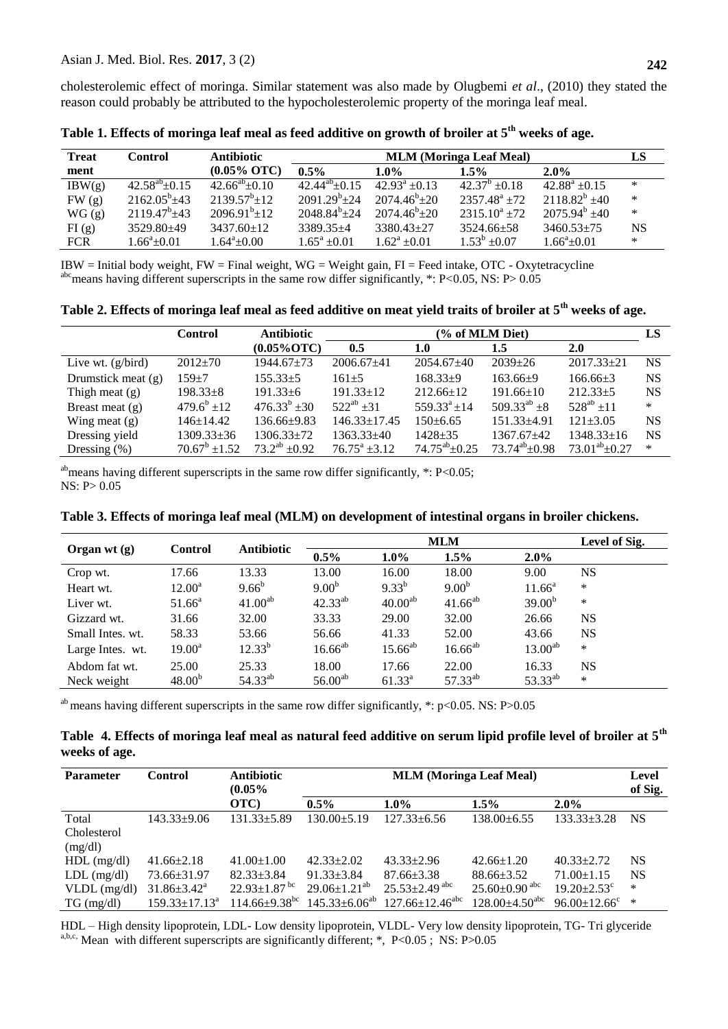cholesterolemic effect of moringa. Similar statement was also made by Olugbemi *et al*., (2010) they stated the reason could probably be attributed to the hypocholesterolemic property of the moringa leaf meal.

**Table 1. Effects of moringa leaf meal as feed additive on growth of broiler at 5th weeks of age.**

| Treatment | Control | Antibiotic (0.05% OTC) | MLM (Moringa Leaf Meal) | | | | LS |
|---|---|---|---|---|---|---|---|
| | | | 0.5% | 1.0% | 1.5% | 2.0% | |
| IBW(g) | $42.58^{ab}$±0.15 | $42.66^{ab}$±0.10 | $42.44^{ab}$±0.15 | $42.93^{a}$ ±0.13 | $42.37^{b}$ ±0.18 | $42.88^{a}$ ±0.15 | * |
| FW (g) | $2162.05^{b}$±43 | $2139.57^{b}$±12 | $2091.29^{b}$±24 | $2074.46^{b}$±20 | $2357.48^{a}$ ±72 | $2118.82^{b}$ ±40 | * |
| WG (g) | $2119.47^{b}$±43 | $2096.91^{b}$±12 | $2048.84^{b}$±24 | $2074.46^{b}$±20 | $2315.10^{a}$ ±72 | $2075.94^{b}$ ±40 | * |
| FI (g) | 3529.80±49 | 3437.60±12 | 3389.35±4 | 3380.43±27 | 3524.66±58 | 3460.53±75 | NS |
| FCR | $1.66^{a}$±0.01 | $1.64^{a}$±0.00 | $1.65^{a}$ ±0.01 | $1.62^{a}$ ±0.01 | $1.53^{b}$ ±0.07 | $1.66^{a}$±0.01 | * |

IBW = Initial body weight, FW = Final weight, WG = Weight gain, FI = Feed intake, OTC - Oxytetracycline
[abc]means having different superscripts in the same row differ significantly, *: P<0.05, NS: P> 0.05

**Table 2. Effects of moringa leaf meal as feed additive on meat yield traits of broiler at 5th weeks of age.**

| | Control | Antibiotic (0.05%OTC) | (% of MLM Diet) | | | | LS |
|---|---|---|---|---|---|---|---|
| | | | 0.5 | 1.0 | 1.5 | 2.0 | |
| Live wt. (g/bird) | 2012±70 | 1944.67±73 | 2006.67±41 | 2054.67±40 | 2039±26 | 2017.33±21 | NS |
| Drumstick meat (g) | 159±7 | 155.33±5 | 161±5 | 168.33±9 | 163.66±9 | 166.66±3 | NS |
| Thigh meat (g) | 198.33±8 | 191.33±6 | 191.33±12 | 212.66±12 | 191.66±10 | 212.33±5 | NS |
| Breast meat (g) | $479.6^{b}$ ±12 | $476.33^{b}$ ±30 | $522^{ab}$ ±31 | $559.33^{a}$ ±14 | $509.33^{ab}$ ±8 | $528^{ab}$ ±11 | * |
| Wing meat (g) | 146±14.42 | 136.66±9.83 | 146.33±17.45 | 150±6.65 | 151.33±4.91 | 121±3.05 | NS |
| Dressing yield | 1309.33±36 | 1306.33±72 | 1363.33±40 | 1428±35 | 1367.67±42 | 1348.33±16 | NS |
| Dressing (%) | $70.67^{b}$ ±1.52 | $73.2^{ab}$ ±0.92 | $76.75^{a}$ ±3.12 | $74.75^{ab}$±0.25 | $73.74^{ab}$±0.98 | $73.01^{ab}$±0.27 | * |

[ab]means having different superscripts in the same row differ significantly, *: P<0.05;
NS: P> 0.05

**Table 3. Effects of moringa leaf meal (MLM) on development of intestinal organs in broiler chickens.**

| Organ wt (g) | Control | Antibiotic | MLM | | | | Level of Sig. |
|---|---|---|---|---|---|---|---|
| | | | 0.5% | 1.0% | 1.5% | 2.0% | |
| Crop wt. | 17.66 | 13.33 | 13.00 | 16.00 | 18.00 | 9.00 | NS |
| Heart wt. | $12.00^{a}$ | $9.66^{b}$ | $9.00^{b}$ | $9.33^{b}$ | $9.00^{b}$ | $11.66^{a}$ | * |
| Liver wt. | $51.66^{a}$ | $41.00^{ab}$ | $42.33^{ab}$ | $40.00^{ab}$ | $41.66^{ab}$ | $39.00^{b}$ | * |
| Gizzard wt. | 31.66 | 32.00 | 33.33 | 29.00 | 32.00 | 26.66 | NS |
| Small Intes. wt. | 58.33 | 53.66 | 56.66 | 41.33 | 52.00 | 43.66 | NS |
| Large Intes. wt. | $19.00^{a}$ | $12.33^{b}$ | $16.66^{ab}$ | $15.66^{ab}$ | $16.66^{ab}$ | $13.00^{ab}$ | * |
| Abdom fat wt. | 25.00 | 25.33 | 18.00 | 17.66 | 22.00 | 16.33 | NS |
| Neck weight | $48.00^{b}$ | $54.33^{ab}$ | $56.00^{ab}$ | $61.33^{a}$ | $57.33^{ab}$ | $53.33^{ab}$ | * |

[ab] means having different superscripts in the same row differ significantly, *: p<0.05. NS: P>0.05

**Table 4. Effects of moringa leaf meal as natural feed additive on serum lipid profile level of broiler at 5th weeks of age.**

| Parameter | Control | Antibiotic (0.05% OTC) | MLM (Moringa Leaf Meal) | | | | Level of Sig. |
|---|---|---|---|---|---|---|---|
| | | | 0.5% | 1.0% | 1.5% | 2.0% | |
| Total Cholesterol (mg/dl) | 143.33±9.06 | 131.33±5.89 | 130.00±5.19 | 127.33±6.56 | 138.00±6.55 | 133.33±3.28 | NS |
| HDL (mg/dl) | 41.66±2.18 | 41.00±1.00 | 42.33±2.02 | 43.33±2.96 | 42.66±1.20 | 40.33±2.72 | NS |
| LDL (mg/dl) | 73.66±31.97 | 82.33±3.84 | 91.33±3.84 | 87.66±3.38 | 88.66±3.52 | 71.00±1.15 | NS |
| VLDL (mg/dl) | $31.86±3.42^{a}$ | $22.93±1.87^{bc}$ | $29.06±1.21^{ab}$ | $25.53±2.49^{abc}$ | $25.60±0.90^{abc}$ | $19.20±2.53^{c}$ | * |
| TG (mg/dl) | $159.33±17.13^{a}$ | $114.66±9.38^{bc}$ | $145.33±6.06^{ab}$ | $127.66±12.46^{abc}$ | $128.00±4.50^{abc}$ | $96.00±12.66^{c}$ | * |

HDL – High density lipoprotein, LDL- Low density lipoprotein, VLDL- Very low density lipoprotein, TG- Tri glyceride
[a,b,c] Mean with different superscripts are significantly different; *, P<0.05 ; NS: P>0.05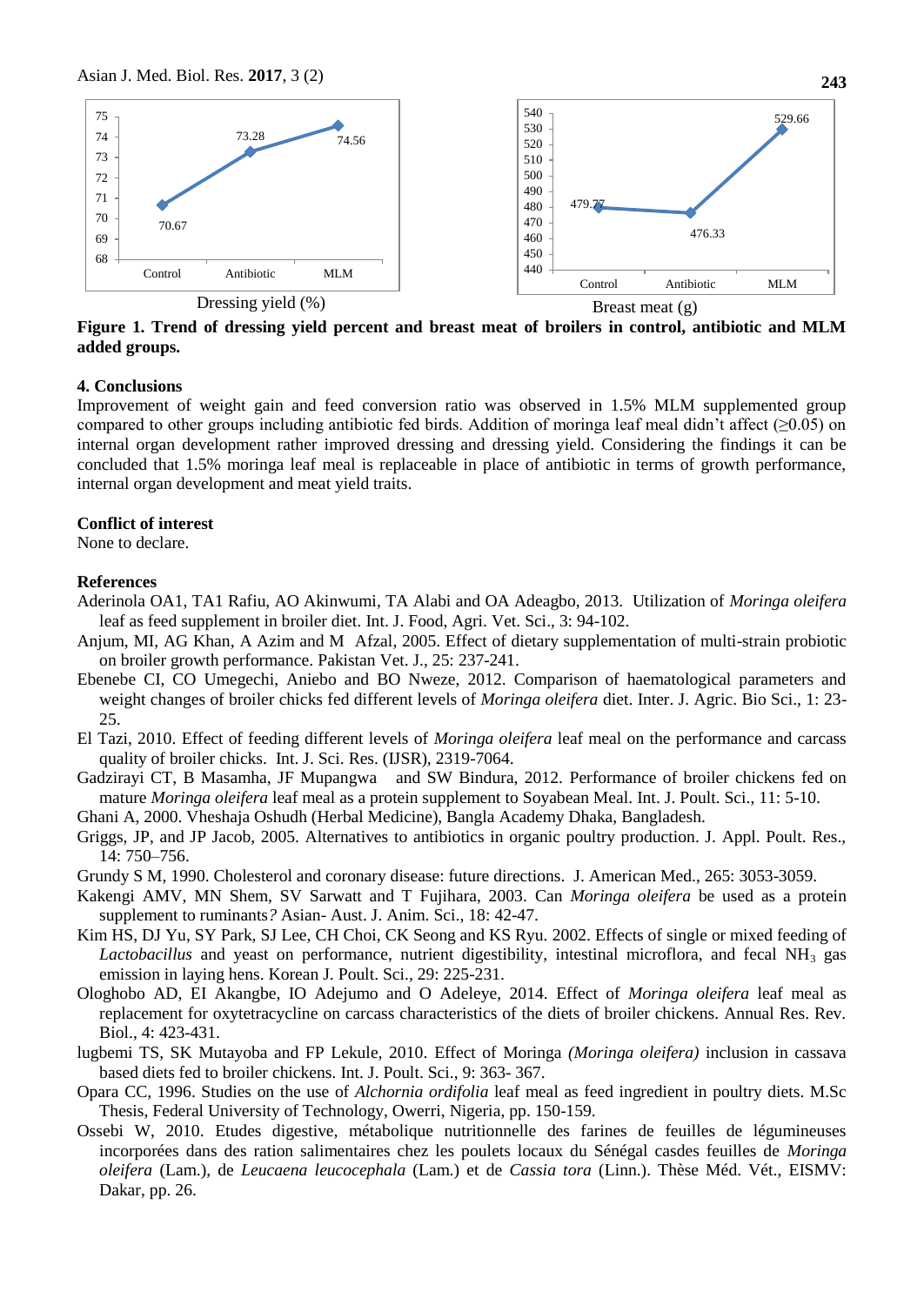Dressing yield (%)

Breast meat (g)

**Figure 1. Trend of dressing yield percent and breast meat of broilers in control, antibiotic and MLM added groups.**

## 4. Conclusions

Improvement of weight gain and feed conversion ratio was observed in 1.5% MLM supplemented group compared to other groups including antibiotic fed birds. Addition of moringa leaf meal didn't affect (≥0.05) on internal organ development rather improved dressing and dressing yield. Considering the findings it can be concluded that 1.5% moringa leaf meal is replaceable in place of antibiotic in terms of growth performance, internal organ development and meat yield traits.

## Conflict of interest

None to declare.

## References

Aderinola OA1, TA1 Rafiu, AO Akinwumi, TA Alabi and OA Adeagbo, 2013. Utilization of *Moringa oleifera* leaf as feed supplement in broiler diet. Int. J. Food, Agri. Vet. Sci., 3: 94-102.

Anjum, MI, AG Khan, A Azim and M Afzal, 2005. Effect of dietary supplementation of multi-strain probiotic on broiler growth performance. Pakistan Vet. J., 25: 237-241.

Ebenebe CI, CO Umegechi, Aniebo and BO Nweze, 2012. Comparison of haematological parameters and weight changes of broiler chicks fed different levels of *Moringa oleifera* diet. Inter. J. Agric. Bio Sci., 1: 23-25.

El Tazi, 2010. Effect of feeding different levels of *Moringa oleifera* leaf meal on the performance and carcass quality of broiler chicks. Int. J. Sci. Res. (IJSR), 2319-7064.

Gadzirayi CT, B Masamha, JF Mupangwa and SW Bindura, 2012. Performance of broiler chickens fed on mature *Moringa oleifera* leaf meal as a protein supplement to Soyabean Meal. Int. J. Poult. Sci., 11: 5-10.

Ghani A, 2000. Vheshaja Oshudh (Herbal Medicine), Bangla Academy Dhaka, Bangladesh.

Griggs, JP, and JP Jacob, 2005. Alternatives to antibiotics in organic poultry production. J. Appl. Poult. Res., 14: 750–756.

Grundy S M, 1990. Cholesterol and coronary disease: future directions. J. American Med., 265: 3053-3059.

Kakengi AMV, MN Shem, SV Sarwatt and T Fujihara, 2003. Can *Moringa oleifera* be used as a protein supplement to ruminants*?* Asian- Aust. J. Anim. Sci., 18: 42-47.

Kim HS, DJ Yu, SY Park, SJ Lee, CH Choi, CK Seong and KS Ryu. 2002. Effects of single or mixed feeding of *Lactobacillus* and yeast on performance, nutrient digestibility, intestinal microflora, and fecal $NH_3$ gas emission in laying hens. Korean J. Poult. Sci., 29: 225-231.

Ologhobo AD, EI Akangbe, IO Adejumo and O Adeleye, 2014. Effect of *Moringa oleifera* leaf meal as replacement for oxytetracycline on carcass characteristics of the diets of broiler chickens. Annual Res. Rev. Biol., 4: 423-431.

lugbemi TS, SK Mutayoba and FP Lekule, 2010. Effect of Moringa *(Moringa oleifera)* inclusion in cassava based diets fed to broiler chickens. Int. J. Poult. Sci., 9: 363- 367.

Opara CC, 1996. Studies on the use of *Alchornia ordifolia* leaf meal as feed ingredient in poultry diets. M.Sc Thesis, Federal University of Technology, Owerri, Nigeria, pp. 150-159.

Ossebi W, 2010. Etudes digestive, métabolique nutritionnelle des farines de feuilles de légumineuses incorporées dans des ration salimentaires chez les poulets locaux du Sénégal casdes feuilles de *Moringa oleifera* (Lam.), de *Leucaena leucocephala* (Lam.) et de *Cassia tora* (Linn.). Thèse Méd. Vét., EISMV: Dakar, pp. 26.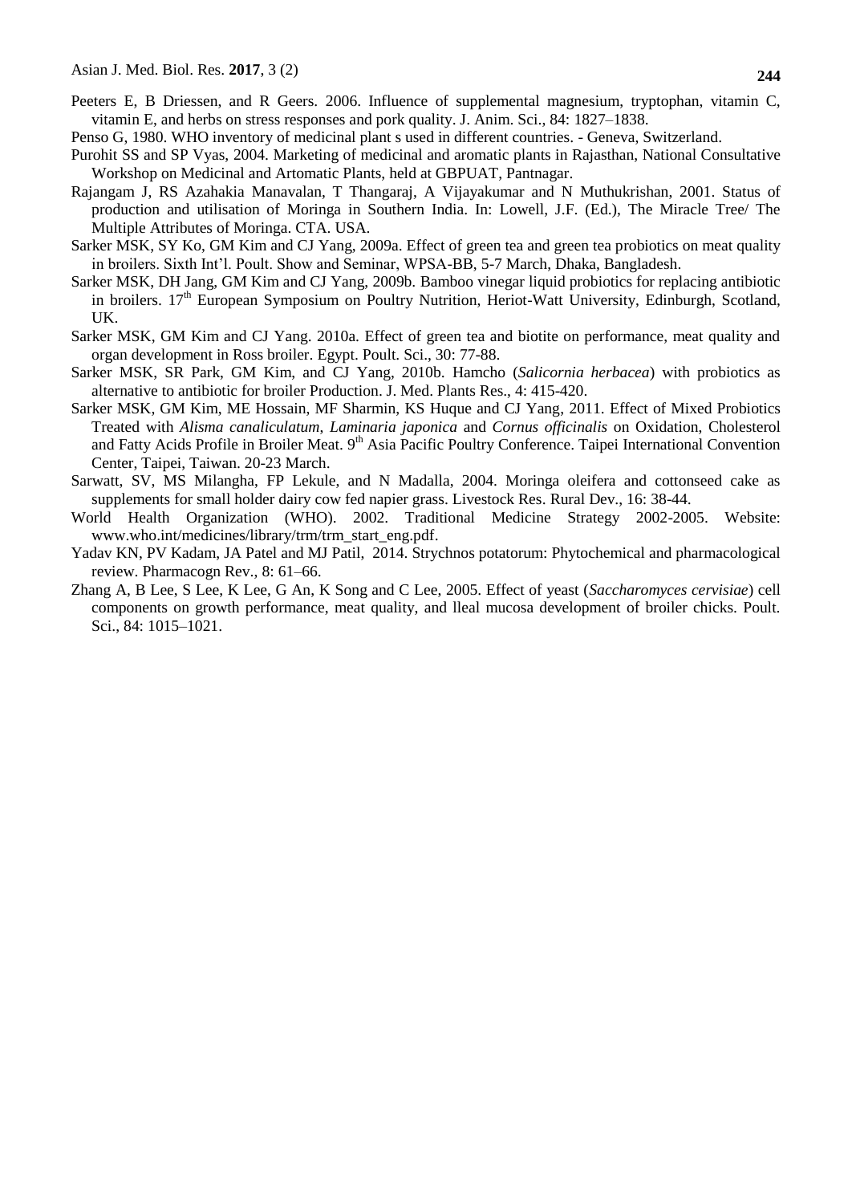Peeters E, B Driessen, and R Geers. 2006. Influence of supplemental magnesium, tryptophan, vitamin C, vitamin E, and herbs on stress responses and pork quality. J. Anim. Sci., 84: 1827–1838.

Penso G, 1980. WHO inventory of medicinal plant s used in different countries. - Geneva, Switzerland.

Purohit SS and SP Vyas, 2004. Marketing of medicinal and aromatic plants in Rajasthan, National Consultative Workshop on Medicinal and Artomatic Plants, held at GBPUAT, Pantnagar.

Rajangam J, RS Azahakia Manavalan, T Thangaraj, A Vijayakumar and N Muthukrishan, 2001. Status of production and utilisation of Moringa in Southern India. In: Lowell, J.F. (Ed.), The Miracle Tree/ The Multiple Attributes of Moringa. CTA. USA.

Sarker MSK, SY Ko, GM Kim and CJ Yang, 2009a. Effect of green tea and green tea probiotics on meat quality in broilers. Sixth Int'l. Poult. Show and Seminar, WPSA-BB, 5-7 March, Dhaka, Bangladesh.

Sarker MSK, DH Jang, GM Kim and CJ Yang, 2009b. Bamboo vinegar liquid probiotics for replacing antibiotic in broilers. 17th European Symposium on Poultry Nutrition, Heriot-Watt University, Edinburgh, Scotland, UK.

Sarker MSK, GM Kim and CJ Yang. 2010a. Effect of green tea and biotite on performance, meat quality and organ development in Ross broiler. Egypt. Poult. Sci., 30: 77-88.

Sarker MSK, SR Park, GM Kim, and CJ Yang, 2010b. Hamcho (*Salicornia herbacea*) with probiotics as alternative to antibiotic for broiler Production. J. Med. Plants Res., 4: 415-420.

Sarker MSK, GM Kim, ME Hossain, MF Sharmin, KS Huque and CJ Yang, 2011. Effect of Mixed Probiotics Treated with *Alisma canaliculatum*, *Laminaria japonica* and *Cornus officinalis* on Oxidation, Cholesterol and Fatty Acids Profile in Broiler Meat. 9th Asia Pacific Poultry Conference. Taipei International Convention Center, Taipei, Taiwan. 20-23 March.

Sarwatt, SV, MS Milangha, FP Lekule, and N Madalla, 2004. Moringa oleifera and cottonseed cake as supplements for small holder dairy cow fed napier grass. Livestock Res. Rural Dev., 16: 38-44.

World Health Organization (WHO). 2002. Traditional Medicine Strategy 2002-2005. Website: www.who.int/medicines/library/trm/trm_start_eng.pdf.

Yadav KN, PV Kadam, JA Patel and MJ Patil, 2014. Strychnos potatorum: Phytochemical and pharmacological review. Pharmacogn Rev., 8: 61–66.

Zhang A, B Lee, S Lee, K Lee, G An, K Song and C Lee, 2005. Effect of yeast (*Saccharomyces cervisiae*) cell components on growth performance, meat quality, and lleal mucosa development of broiler chicks. Poult. Sci., 84: 1015–1021.